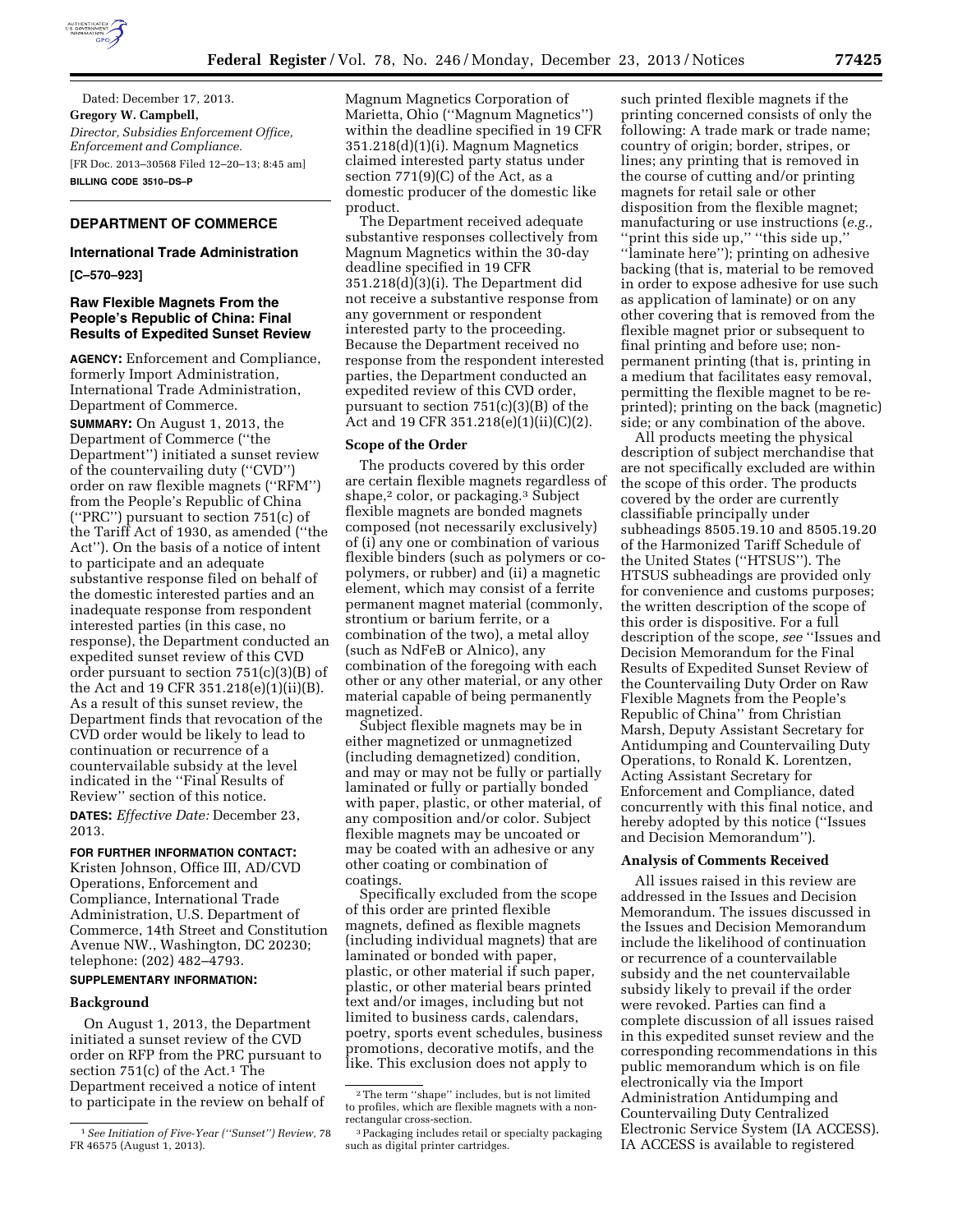Dated: December 17, 2013.

**Gregory W. Campbell,**

*Director, Subsidies Enforcement Office, Enforcement and Compliance.*

[FR Doc. 2013–30568 Filed 12–20–13; 8:45 am]

**BILLING CODE 3510–DS–P**

## DEPARTMENT OF COMMERCE

### International Trade Administration

**[C–570–923]**

### Raw Flexible Magnets From the People's Republic of China: Final Results of Expedited Sunset Review

**AGENCY:** Enforcement and Compliance, formerly Import Administration, International Trade Administration, Department of Commerce.

**SUMMARY:** On August 1, 2013, the Department of Commerce (''the Department'') initiated a sunset review of the countervailing duty (''CVD'') order on raw flexible magnets (''RFM'') from the People's Republic of China (''PRC'') pursuant to section 751(c) of the Tariff Act of 1930, as amended (''the Act''). On the basis of a notice of intent to participate and an adequate substantive response filed on behalf of the domestic interested parties and an inadequate response from respondent interested parties (in this case, no response), the Department conducted an expedited sunset review of this CVD order pursuant to section 751(c)(3)(B) of the Act and 19 CFR 351.218(e)(1)(ii)(B). As a result of this sunset review, the Department finds that revocation of the CVD order would be likely to lead to continuation or recurrence of a countervailable subsidy at the level indicated in the ''Final Results of Review'' section of this notice.

**DATES:** *Effective Date:* December 23, 2013.

**FOR FURTHER INFORMATION CONTACT:** Kristen Johnson, Office III, AD/CVD Operations, Enforcement and Compliance, International Trade Administration, U.S. Department of Commerce, 14th Street and Constitution Avenue NW., Washington, DC 20230; telephone: (202) 482–4793.

**SUPPLEMENTARY INFORMATION:**

#### Background

On August 1, 2013, the Department initiated a sunset review of the CVD order on RFP from the PRC pursuant to section 751(c) of the Act.[1] The Department received a notice of intent to participate in the review on behalf of Magnum Magnetics Corporation of Marietta, Ohio (''Magnum Magnetics'') within the deadline specified in 19 CFR 351.218(d)(1)(i). Magnum Magnetics claimed interested party status under section 771(9)(C) of the Act, as a domestic producer of the domestic like product.

The Department received adequate substantive responses collectively from Magnum Magnetics within the 30-day deadline specified in 19 CFR 351.218(d)(3)(i). The Department did not receive a substantive response from any government or respondent interested party to the proceeding. Because the Department received no response from the respondent interested parties, the Department conducted an expedited review of this CVD order, pursuant to section 751(c)(3)(B) of the Act and 19 CFR 351.218(e)(1)(ii)(C)(2).

#### Scope of the Order

The products covered by this order are certain flexible magnets regardless of shape,[2] color, or packaging.[3] Subject flexible magnets are bonded magnets composed (not necessarily exclusively) of (i) any one or combination of various flexible binders (such as polymers or co-polymers, or rubber) and (ii) a magnetic element, which may consist of a ferrite permanent magnet material (commonly, strontium or barium ferrite, or a combination of the two), a metal alloy (such as NdFeB or Alnico), any combination of the foregoing with each other or any other material, or any other material capable of being permanently magnetized.

Subject flexible magnets may be in either magnetized or unmagnetized (including demagnetized) condition, and may or may not be fully or partially laminated or fully or partially bonded with paper, plastic, or other material, of any composition and/or color. Subject flexible magnets may be uncoated or may be coated with an adhesive or any other coating or combination of coatings.

Specifically excluded from the scope of this order are printed flexible magnets, defined as flexible magnets (including individual magnets) that are laminated or bonded with paper, plastic, or other material if such paper, plastic, or other material bears printed text and/or images, including but not limited to business cards, calendars, poetry, sports event schedules, business promotions, decorative motifs, and the like. This exclusion does not apply to such printed flexible magnets if the printing concerned consists of only the following: A trade mark or trade name; country of origin; border, stripes, or lines; any printing that is removed in the course of cutting and/or printing magnets for retail sale or other disposition from the flexible magnet; manufacturing or use instructions (*e.g.,* ''print this side up,'' ''this side up,'' ''laminate here''); printing on adhesive backing (that is, material to be removed in order to expose adhesive for use such as application of laminate) or on any other covering that is removed from the flexible magnet prior or subsequent to final printing and before use; non-permanent printing (that is, printing in a medium that facilitates easy removal, permitting the flexible magnet to be re-printed); printing on the back (magnetic) side; or any combination of the above.

All products meeting the physical description of subject merchandise that are not specifically excluded are within the scope of this order. The products covered by the order are currently classifiable principally under subheadings 8505.19.10 and 8505.19.20 of the Harmonized Tariff Schedule of the United States (''HTSUS''). The HTSUS subheadings are provided only for convenience and customs purposes; the written description of the scope of this order is dispositive. For a full description of the scope, *see* ''Issues and Decision Memorandum for the Final Results of Expedited Sunset Review of the Countervailing Duty Order on Raw Flexible Magnets from the People's Republic of China'' from Christian Marsh, Deputy Assistant Secretary for Antidumping and Countervailing Duty Operations, to Ronald K. Lorentzen, Acting Assistant Secretary for Enforcement and Compliance, dated concurrently with this final notice, and hereby adopted by this notice (''Issues and Decision Memorandum'').

#### Analysis of Comments Received

All issues raised in this review are addressed in the Issues and Decision Memorandum. The issues discussed in the Issues and Decision Memorandum include the likelihood of continuation or recurrence of a countervailable subsidy and the net countervailable subsidy likely to prevail if the order were revoked. Parties can find a complete discussion of all issues raised in this expedited sunset review and the corresponding recommendations in this public memorandum which is on file electronically via the Import Administration Antidumping and Countervailing Duty Centralized Electronic Service System (IA ACCESS). IA ACCESS is available to registered

---

[1] *See Initiation of Five-Year (''Sunset'') Review,* 78 FR 46575 (August 1, 2013).

[2] The term ''shape'' includes, but is not limited to profiles, which are flexible magnets with a non-rectangular cross-section.

[3] Packaging includes retail or specialty packaging such as digital printer cartridges.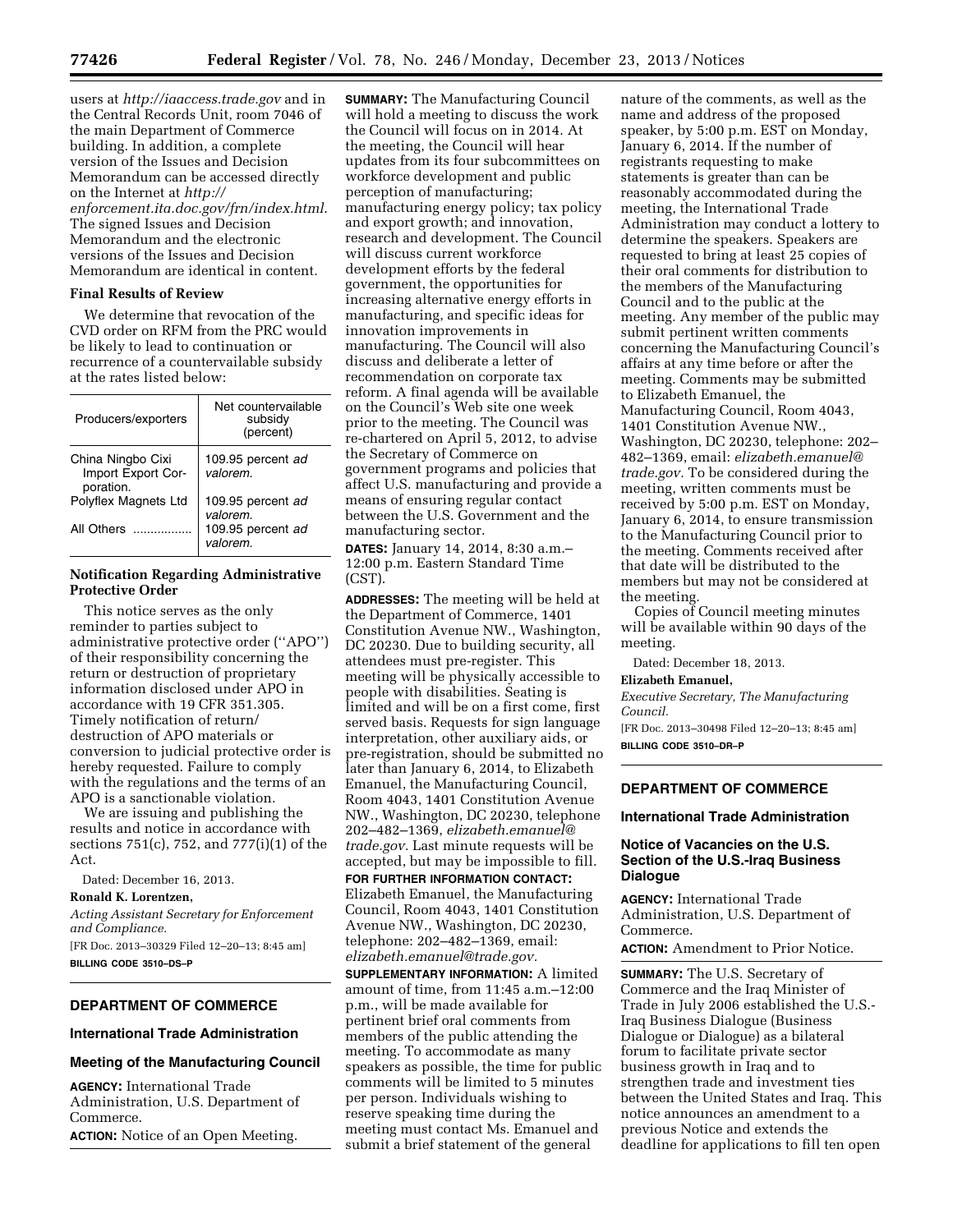users at *http://iaaccess.trade.gov* and in the Central Records Unit, room 7046 of the main Department of Commerce building. In addition, a complete version of the Issues and Decision Memorandum can be accessed directly on the Internet at *http://enforcement.ita.doc.gov/frn/index.html.* The signed Issues and Decision Memorandum and the electronic versions of the Issues and Decision Memorandum are identical in content.

### Final Results of Review

We determine that revocation of the CVD order on RFM from the PRC would be likely to lead to continuation or recurrence of a countervailable subsidy at the rates listed below:

| Producers/exporters | Net countervailable subsidy (percent) |
| --- | --- |
| China Ningbo Cixi Import Export Corporation. | 109.95 percent *ad valorem.* |
| Polyflex Magnets Ltd | 109.95 percent *ad valorem.* |
| All Others ................ | 109.95 percent *ad valorem.* |

### Notification Regarding Administrative Protective Order

This notice serves as the only reminder to parties subject to administrative protective order (''APO'') of their responsibility concerning the return or destruction of proprietary information disclosed under APO in accordance with 19 CFR 351.305. Timely notification of return/destruction of APO materials or conversion to judicial protective order is hereby requested. Failure to comply with the regulations and the terms of an APO is a sanctionable violation.

We are issuing and publishing the results and notice in accordance with sections 751(c), 752, and 777(i)(1) of the Act.

Dated: December 16, 2013.

**Ronald K. Lorentzen,**

*Acting Assistant Secretary for Enforcement and Compliance.*

[FR Doc. 2013–30329 Filed 12–20–13; 8:45 am]

**BILLING CODE 3510–DS–P**

---

## DEPARTMENT OF COMMERCE

### International Trade Administration

### Meeting of the Manufacturing Council

**AGENCY:** International Trade Administration, U.S. Department of Commerce.

**ACTION:** Notice of an Open Meeting.

**SUMMARY:** The Manufacturing Council will hold a meeting to discuss the work the Council will focus on in 2014. At the meeting, the Council will hear updates from its four subcommittees on workforce development and public perception of manufacturing; manufacturing energy policy; tax policy and export growth; and innovation, research and development. The Council will discuss current workforce development efforts by the federal government, the opportunities for increasing alternative energy efforts in manufacturing, and specific ideas for innovation improvements in manufacturing. The Council will also discuss and deliberate a letter of recommendation on corporate tax reform. A final agenda will be available on the Council's Web site one week prior to the meeting. The Council was re-chartered on April 5, 2012, to advise the Secretary of Commerce on government programs and policies that affect U.S. manufacturing and provide a means of ensuring regular contact between the U.S. Government and the manufacturing sector.

**DATES:** January 14, 2014, 8:30 a.m.–12:00 p.m. Eastern Standard Time (CST).

**ADDRESSES:** The meeting will be held at the Department of Commerce, 1401 Constitution Avenue NW., Washington, DC 20230. Due to building security, all attendees must pre-register. This meeting will be physically accessible to people with disabilities. Seating is limited and will be on a first come, first served basis. Requests for sign language interpretation, other auxiliary aids, or pre-registration, should be submitted no later than January 6, 2014, to Elizabeth Emanuel, the Manufacturing Council, Room 4043, 1401 Constitution Avenue NW., Washington, DC 20230, telephone 202–482–1369, *elizabeth.emanuel@trade.gov.* Last minute requests will be accepted, but may be impossible to fill.

**FOR FURTHER INFORMATION CONTACT:** Elizabeth Emanuel, the Manufacturing Council, Room 4043, 1401 Constitution Avenue NW., Washington, DC 20230, telephone: 202–482–1369, email: *elizabeth.emanuel@trade.gov.*

**SUPPLEMENTARY INFORMATION:** A limited amount of time, from 11:45 a.m.–12:00 p.m., will be made available for pertinent brief oral comments from members of the public attending the meeting. To accommodate as many speakers as possible, the time for public comments will be limited to 5 minutes per person. Individuals wishing to reserve speaking time during the meeting must contact Ms. Emanuel and submit a brief statement of the general nature of the comments, as well as the name and address of the proposed speaker, by 5:00 p.m. EST on Monday, January 6, 2014. If the number of registrants requesting to make statements is greater than can be reasonably accommodated during the meeting, the International Trade Administration may conduct a lottery to determine the speakers. Speakers are requested to bring at least 25 copies of their oral comments for distribution to the members of the Manufacturing Council and to the public at the meeting. Any member of the public may submit pertinent written comments concerning the Manufacturing Council's affairs at any time before or after the meeting. Comments may be submitted to Elizabeth Emanuel, the Manufacturing Council, Room 4043, 1401 Constitution Avenue NW., Washington, DC 20230, telephone: 202–482–1369, email: *elizabeth.emanuel@trade.gov.* To be considered during the meeting, written comments must be received by 5:00 p.m. EST on Monday, January 6, 2014, to ensure transmission to the Manufacturing Council prior to the meeting. Comments received after that date will be distributed to the members but may not be considered at the meeting.

Copies of Council meeting minutes will be available within 90 days of the meeting.

Dated: December 18, 2013.

**Elizabeth Emanuel,**

*Executive Secretary, The Manufacturing Council.*

[FR Doc. 2013–30498 Filed 12–20–13; 8:45 am]

**BILLING CODE 3510–DR–P**

---

## DEPARTMENT OF COMMERCE

### International Trade Administration

### Notice of Vacancies on the U.S. Section of the U.S.-Iraq Business Dialogue

**AGENCY:** International Trade Administration, U.S. Department of Commerce.

**ACTION:** Amendment to Prior Notice.

**SUMMARY:** The U.S. Secretary of Commerce and the Iraq Minister of Trade in July 2006 established the U.S.-Iraq Business Dialogue (Business Dialogue or Dialogue) as a bilateral forum to facilitate private sector business growth in Iraq and to strengthen trade and investment ties between the United States and Iraq. This notice announces an amendment to a previous Notice and extends the deadline for applications to fill ten open